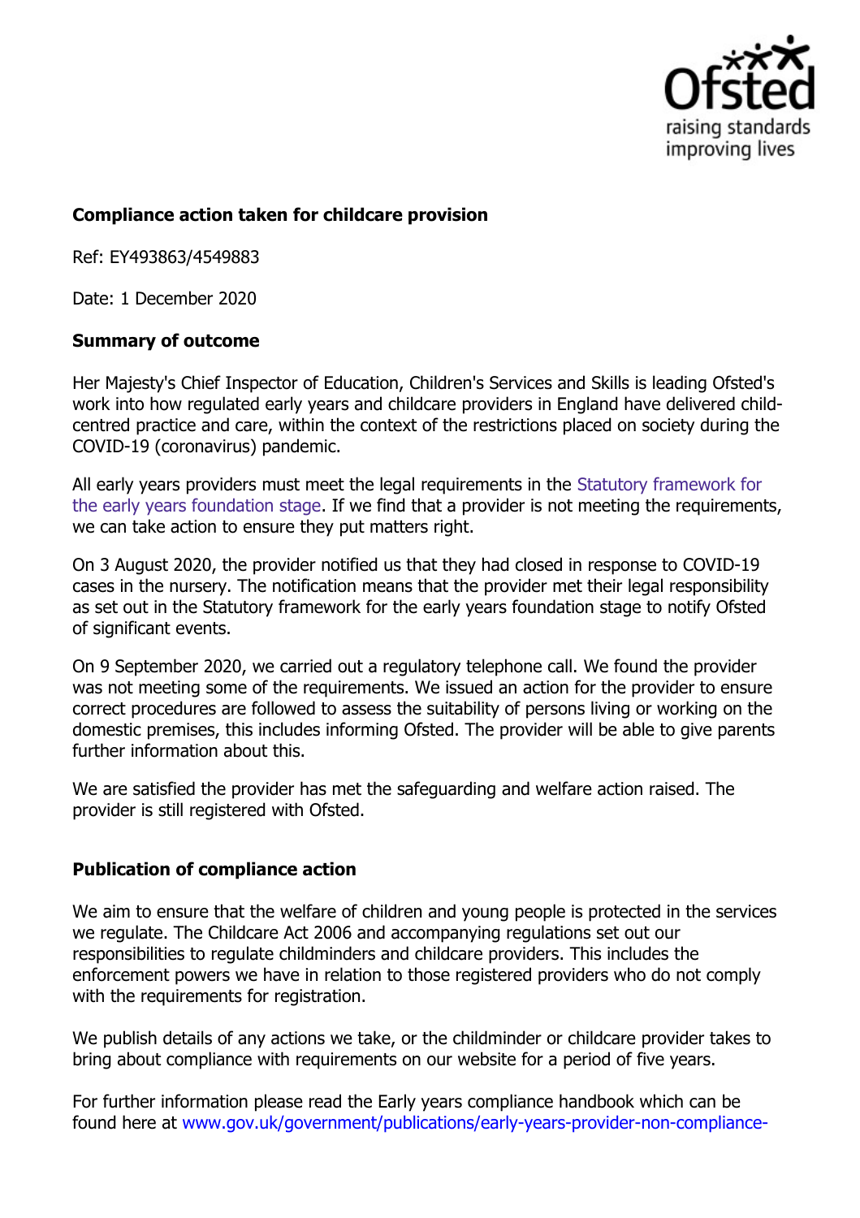## Compliance action taken for childcare provision

Ref: EY493863/4549883

Date: 1 December 2020

### Summary of outcome

Her Majesty's Chief Inspector of Education, Children's Services and Skills is leading Ofsted's work into how regulated early years and childcare providers in England have delivered child-centred practice and care, within the context of the restrictions placed on society during the COVID-19 (coronavirus) pandemic.

All early years providers must meet the legal requirements in the Statutory framework for the early years foundation stage. If we find that a provider is not meeting the requirements, we can take action to ensure they put matters right.

On 3 August 2020, the provider notified us that they had closed in response to COVID-19 cases in the nursery. The notification means that the provider met their legal responsibility as set out in the Statutory framework for the early years foundation stage to notify Ofsted of significant events.

On 9 September 2020, we carried out a regulatory telephone call. We found the provider was not meeting some of the requirements. We issued an action for the provider to ensure correct procedures are followed to assess the suitability of persons living or working on the domestic premises, this includes informing Ofsted. The provider will be able to give parents further information about this.

We are satisfied the provider has met the safeguarding and welfare action raised. The provider is still registered with Ofsted.

### Publication of compliance action

We aim to ensure that the welfare of children and young people is protected in the services we regulate. The Childcare Act 2006 and accompanying regulations set out our responsibilities to regulate childminders and childcare providers. This includes the enforcement powers we have in relation to those registered providers who do not comply with the requirements for registration.

We publish details of any actions we take, or the childminder or childcare provider takes to bring about compliance with requirements on our website for a period of five years.

For further information please read the Early years compliance handbook which can be found here at www.gov.uk/government/publications/early-years-provider-non-compliance-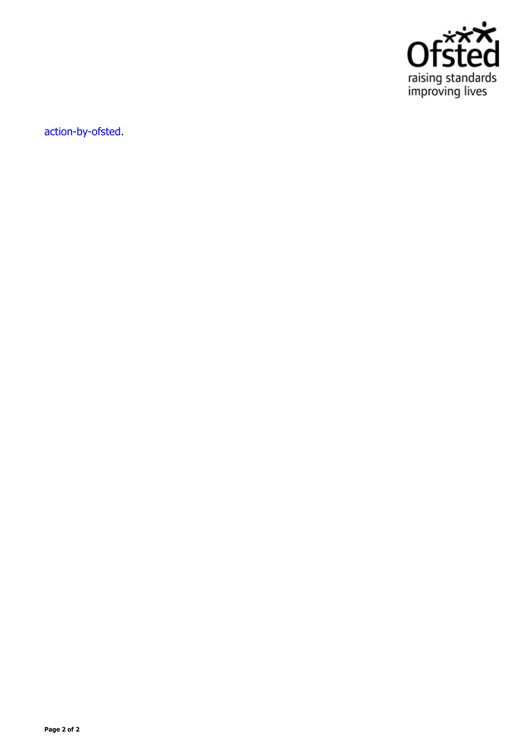action-by-ofsted.